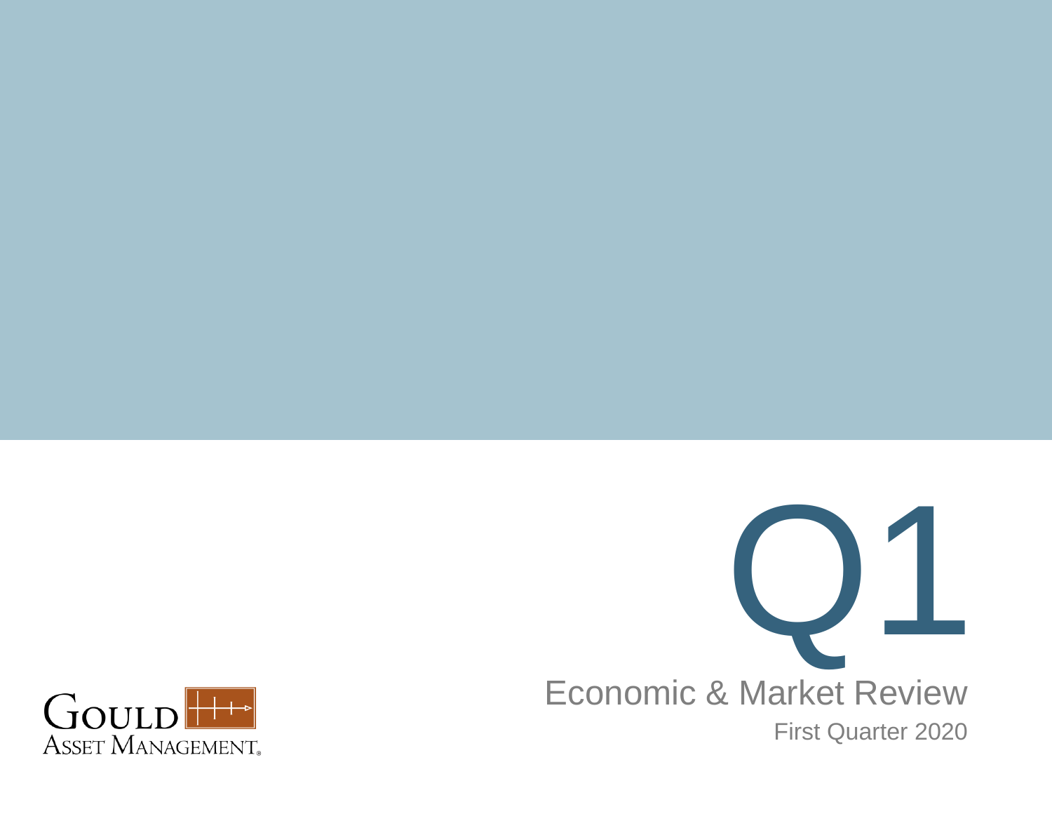# Q1

## Economic & Market Review

First Quarter 2020

Gould Asset Management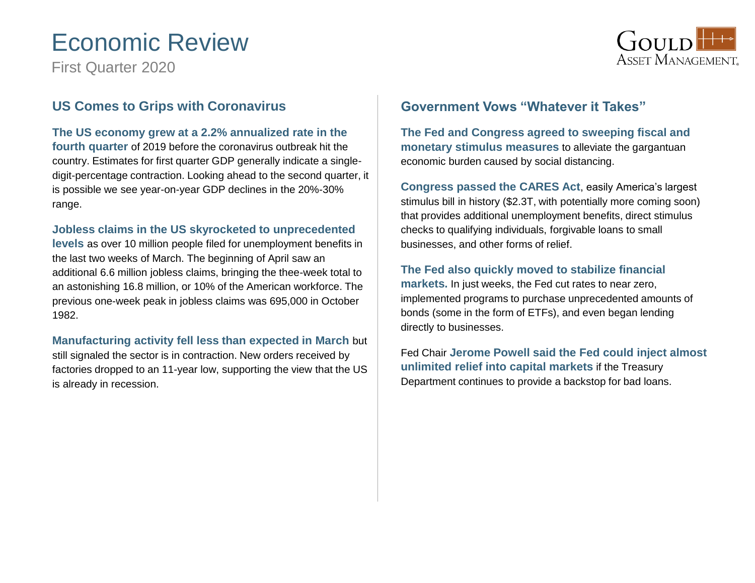# Economic Review

First Quarter 2020

## US Comes to Grips with Coronavirus

**The US economy grew at a 2.2% annualized rate in the fourth quarter** of 2019 before the coronavirus outbreak hit the country. Estimates for first quarter GDP generally indicate a single-digit-percentage contraction. Looking ahead to the second quarter, it is possible we see year-on-year GDP declines in the 20%-30% range.

**Jobless claims in the US skyrocketed to unprecedented levels** as over 10 million people filed for unemployment benefits in the last two weeks of March. The beginning of April saw an additional 6.6 million jobless claims, bringing the thee-week total to an astonishing 16.8 million, or 10% of the American workforce. The previous one-week peak in jobless claims was 695,000 in October 1982.

**Manufacturing activity fell less than expected in March** but still signaled the sector is in contraction. New orders received by factories dropped to an 11-year low, supporting the view that the US is already in recession.

## Government Vows "Whatever it Takes"

**The Fed and Congress agreed to sweeping fiscal and monetary stimulus measures** to alleviate the gargantuan economic burden caused by social distancing.

**Congress passed the CARES Act**, easily America's largest stimulus bill in history ($2.3T, with potentially more coming soon) that provides additional unemployment benefits, direct stimulus checks to qualifying individuals, forgivable loans to small businesses, and other forms of relief.

**The Fed also quickly moved to stabilize financial markets.** In just weeks, the Fed cut rates to near zero, implemented programs to purchase unprecedented amounts of bonds (some in the form of ETFs), and even began lending directly to businesses.

Fed Chair **Jerome Powell said the Fed could inject almost unlimited relief into capital markets** if the Treasury Department continues to provide a backstop for bad loans.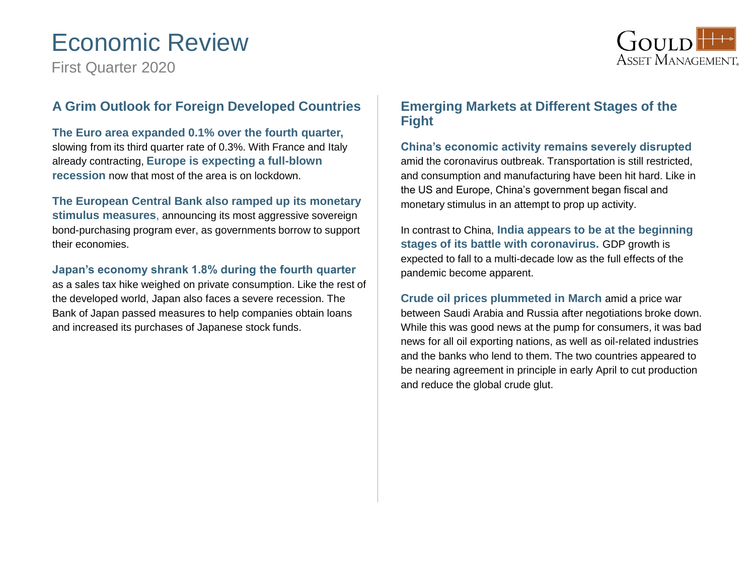# Economic Review

First Quarter 2020

## A Grim Outlook for Foreign Developed Countries

**The Euro area expanded 0.1% over the fourth quarter,** slowing from its third quarter rate of 0.3%. With France and Italy already contracting, **Europe is expecting a full-blown recession** now that most of the area is on lockdown.

**The European Central Bank also ramped up its monetary stimulus measures**, announcing its most aggressive sovereign bond-purchasing program ever, as governments borrow to support their economies.

**Japan's economy shrank 1.8% during the fourth quarter** as a sales tax hike weighed on private consumption. Like the rest of the developed world, Japan also faces a severe recession. The Bank of Japan passed measures to help companies obtain loans and increased its purchases of Japanese stock funds.

## Emerging Markets at Different Stages of the Fight

**China's economic activity remains severely disrupted** amid the coronavirus outbreak. Transportation is still restricted, and consumption and manufacturing have been hit hard. Like in the US and Europe, China's government began fiscal and monetary stimulus in an attempt to prop up activity.

In contrast to China, **India appears to be at the beginning stages of its battle with coronavirus.** GDP growth is expected to fall to a multi-decade low as the full effects of the pandemic become apparent.

**Crude oil prices plummeted in March** amid a price war between Saudi Arabia and Russia after negotiations broke down. While this was good news at the pump for consumers, it was bad news for all oil exporting nations, as well as oil-related industries and the banks who lend to them. The two countries appeared to be nearing agreement in principle in early April to cut production and reduce the global crude glut.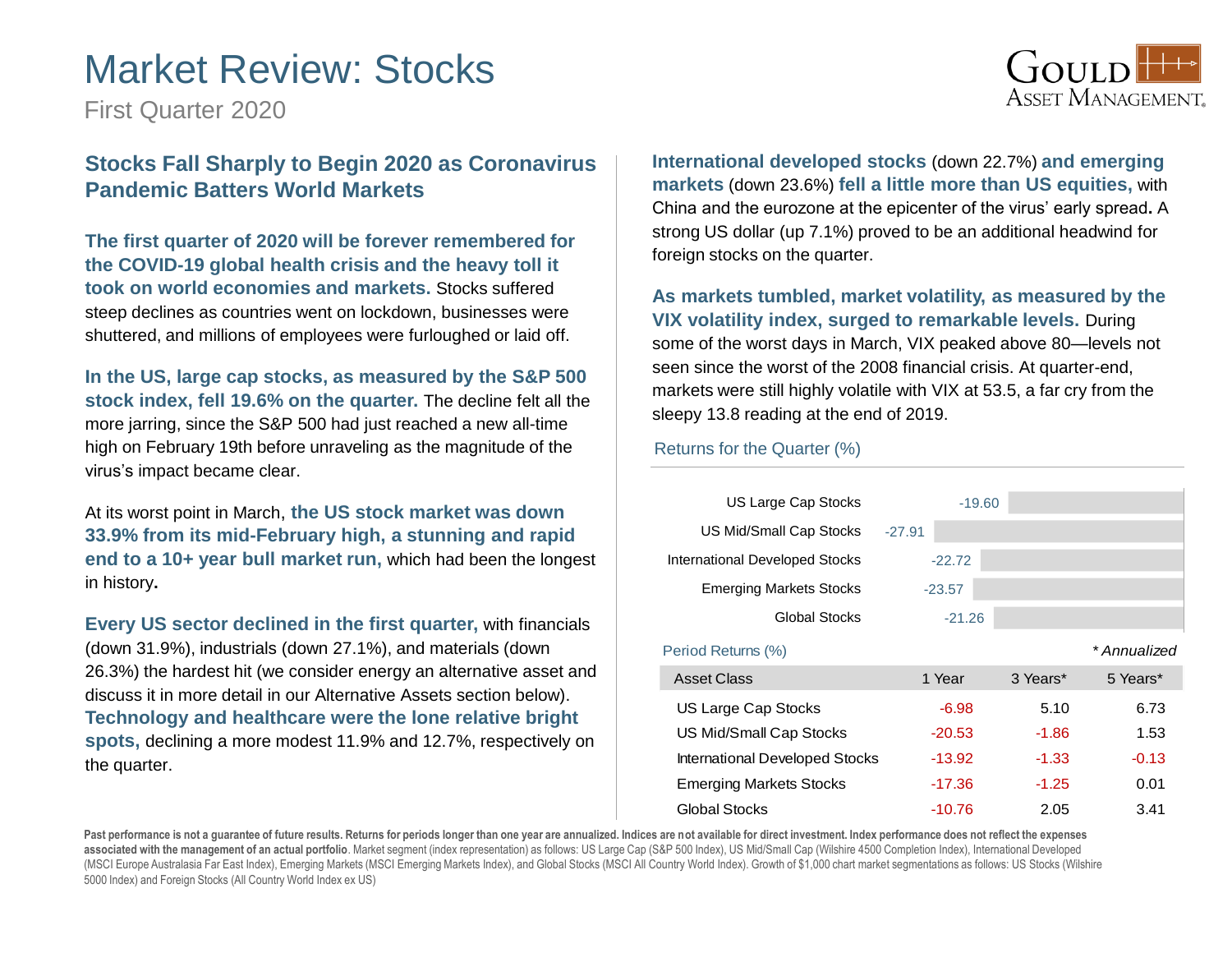# Market Review: Stocks

First Quarter 2020

## Stocks Fall Sharply to Begin 2020 as Coronavirus Pandemic Batters World Markets

**The first quarter of 2020 will be forever remembered for the COVID-19 global health crisis and the heavy toll it took on world economies and markets.** Stocks suffered steep declines as countries went on lockdown, businesses were shuttered, and millions of employees were furloughed or laid off.

**In the US, large cap stocks, as measured by the S&P 500 stock index, fell 19.6% on the quarter.** The decline felt all the more jarring, since the S&P 500 had just reached a new all-time high on February 19th before unraveling as the magnitude of the virus's impact became clear.

At its worst point in March, **the US stock market was down 33.9% from its mid-February high, a stunning and rapid end to a 10+ year bull market run,** which had been the longest in history**.**

**Every US sector declined in the first quarter,** with financials (down 31.9%), industrials (down 27.1%), and materials (down 26.3%) the hardest hit (we consider energy an alternative asset and discuss it in more detail in our Alternative Assets section below). **Technology and healthcare were the lone relative bright spots,** declining a more modest 11.9% and 12.7%, respectively on the quarter.

**International developed stocks** (down 22.7%) **and emerging markets** (down 23.6%) **fell a little more than US equities,** with China and the eurozone at the epicenter of the virus' early spread**.** A strong US dollar (up 7.1%) proved to be an additional headwind for foreign stocks on the quarter.

**As markets tumbled, market volatility, as measured by the VIX volatility index, surged to remarkable levels.** During some of the worst days in March, VIX peaked above 80—levels not seen since the worst of the 2008 financial crisis. At quarter-end, markets were still highly volatile with VIX at 53.5, a far cry from the sleepy 13.8 reading at the end of 2019.

### Returns for the Quarter (%)

| Asset Class | Return |
|---|---|
| US Large Cap Stocks | -19.60 |
| US Mid/Small Cap Stocks | -27.91 |
| International Developed Stocks | -22.72 |
| Emerging Markets Stocks | -23.57 |
| Global Stocks | -21.26 |

### Period Returns (%)

*\* Annualized*

| Asset Class | 1 Year | 3 Years* | 5 Years* |
|---|---|---|---|
| US Large Cap Stocks | -6.98 | 5.10 | 6.73 |
| US Mid/Small Cap Stocks | -20.53 | -1.86 | 1.53 |
| International Developed Stocks | -13.92 | -1.33 | -0.13 |
| Emerging Markets Stocks | -17.36 | -1.25 | 0.01 |
| Global Stocks | -10.76 | 2.05 | 3.41 |

**Past performance is not a guarantee of future results. Returns for periods longer than one year are annualized. Indices are not available for direct investment. Index performance does not reflect the expenses associated with the management of an actual portfolio**. Market segment (index representation) as follows: US Large Cap (S&P 500 Index), US Mid/Small Cap (Wilshire 4500 Completion Index), International Developed (MSCI Europe Australasia Far East Index), Emerging Markets (MSCI Emerging Markets Index), and Global Stocks (MSCI All Country World Index). Growth of $1,000 chart market segmentations as follows: US Stocks (Wilshire 5000 Index) and Foreign Stocks (All Country World Index ex US)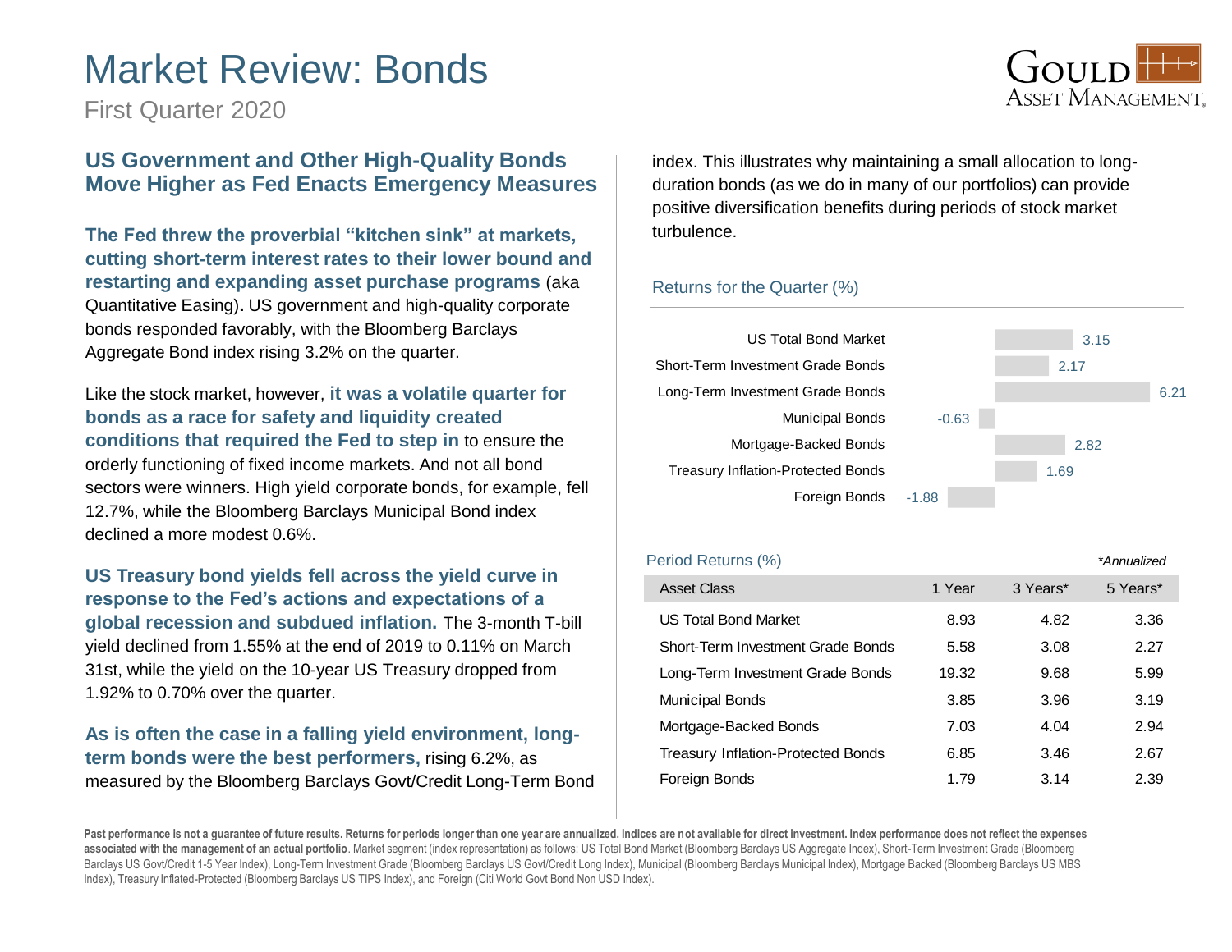# Market Review: Bonds

First Quarter 2020

## US Government and Other High-Quality Bonds Move Higher as Fed Enacts Emergency Measures

**The Fed threw the proverbial "kitchen sink" at markets, cutting short-term interest rates to their lower bound and restarting and expanding asset purchase programs** (aka Quantitative Easing)**.** US government and high-quality corporate bonds responded favorably, with the Bloomberg Barclays Aggregate Bond index rising 3.2% on the quarter.

Like the stock market, however, **it was a volatile quarter for bonds as a race for safety and liquidity created conditions that required the Fed to step in** to ensure the orderly functioning of fixed income markets. And not all bond sectors were winners. High yield corporate bonds, for example, fell 12.7%, while the Bloomberg Barclays Municipal Bond index declined a more modest 0.6%.

**US Treasury bond yields fell across the yield curve in response to the Fed's actions and expectations of a global recession and subdued inflation.** The 3-month T-bill yield declined from 1.55% at the end of 2019 to 0.11% on March 31st, while the yield on the 10-year US Treasury dropped from 1.92% to 0.70% over the quarter.

**As is often the case in a falling yield environment, long-term bonds were the best performers,** rising 6.2%, as measured by the Bloomberg Barclays Govt/Credit Long-Term Bond index. This illustrates why maintaining a small allocation to long-duration bonds (as we do in many of our portfolios) can provide positive diversification benefits during periods of stock market turbulence.

### Returns for the Quarter (%)

| Asset Class | Return (%) |
|---|---|
| US Total Bond Market | 3.15 |
| Short-Term Investment Grade Bonds | 2.17 |
| Long-Term Investment Grade Bonds | 6.21 |
| Municipal Bonds | -0.63 |
| Mortgage-Backed Bonds | 2.82 |
| Treasury Inflation-Protected Bonds | 1.69 |
| Foreign Bonds | -1.88 |

### Period Returns (%)

*\*Annualized*

| Asset Class | 1 Year | 3 Years* | 5 Years* |
|---|---|---|---|
| US Total Bond Market | 8.93 | 4.82 | 3.36 |
| Short-Term Investment Grade Bonds | 5.58 | 3.08 | 2.27 |
| Long-Term Investment Grade Bonds | 19.32 | 9.68 | 5.99 |
| Municipal Bonds | 3.85 | 3.96 | 3.19 |
| Mortgage-Backed Bonds | 7.03 | 4.04 | 2.94 |
| Treasury Inflation-Protected Bonds | 6.85 | 3.46 | 2.67 |
| Foreign Bonds | 1.79 | 3.14 | 2.39 |

**Past performance is not a guarantee of future results. Returns for periods longer than one year are annualized. Indices are not available for direct investment. Index performance does not reflect the expenses associated with the management of an actual portfolio**. Market segment (index representation) as follows: US Total Bond Market (Bloomberg Barclays US Aggregate Index), Short-Term Investment Grade (Bloomberg Barclays US Govt/Credit 1-5 Year Index), Long-Term Investment Grade (Bloomberg Barclays US Govt/Credit Long Index), Municipal (Bloomberg Barclays Municipal Index), Mortgage Backed (Bloomberg Barclays US MBS Index), Treasury Inflated-Protected (Bloomberg Barclays US TIPS Index), and Foreign (Citi World Govt Bond Non USD Index).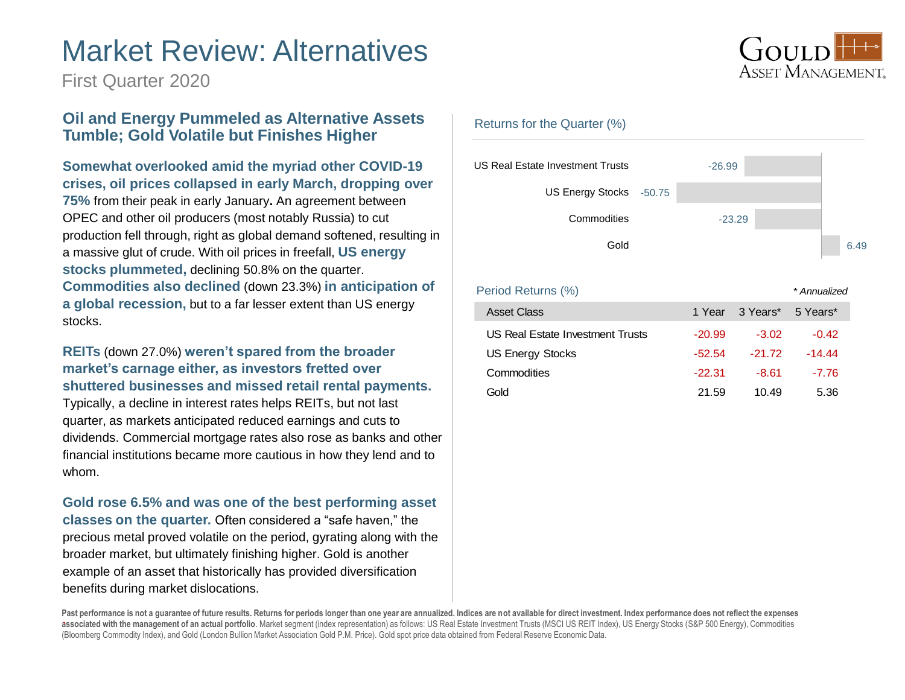# Market Review: Alternatives

First Quarter 2020

## Oil and Energy Pummeled as Alternative Assets Tumble; Gold Volatile but Finishes Higher

**Somewhat overlooked amid the myriad other COVID-19 crises, oil prices collapsed in early March, dropping over 75%** from their peak in early January**.** An agreement between OPEC and other oil producers (most notably Russia) to cut production fell through, right as global demand softened, resulting in a massive glut of crude. With oil prices in freefall, **US energy stocks plummeted,** declining 50.8% on the quarter. **Commodities also declined** (down 23.3%) **in anticipation of a global recession,** but to a far lesser extent than US energy stocks.

**REITs** (down 27.0%) **weren't spared from the broader market's carnage either, as investors fretted over shuttered businesses and missed retail rental payments.** Typically, a decline in interest rates helps REITs, but not last quarter, as markets anticipated reduced earnings and cuts to dividends. Commercial mortgage rates also rose as banks and other financial institutions became more cautious in how they lend and to whom.

**Gold rose 6.5% and was one of the best performing asset classes on the quarter.** Often considered a "safe haven," the precious metal proved volatile on the period, gyrating along with the broader market, but ultimately finishing higher. Gold is another example of an asset that historically has provided diversification benefits during market dislocations.

### Returns for the Quarter (%)

| Asset Class | Return (%) |
|---|---|
| US Real Estate Investment Trusts | -26.99 |
| US Energy Stocks | -50.75 |
| Commodities | -23.29 |
| Gold | 6.49 |

### Period Returns (%)

*\* Annualized*

| Asset Class | 1 Year | 3 Years* | 5 Years* |
|---|---|---|---|
| US Real Estate Investment Trusts | -20.99 | -3.02 | -0.42 |
| US Energy Stocks | -52.54 | -21.72 | -14.44 |
| Commodities | -22.31 | -8.61 | -7.76 |
| Gold | 21.59 | 10.49 | 5.36 |

**Past performance is not a guarantee of future results. Returns for periods longer than one year are annualized. Indices are not available for direct investment. Index performance does not reflect the expenses associated with the management of an actual portfolio**. Market segment (index representation) as follows: US Real Estate Investment Trusts (MSCI US REIT Index), US Energy Stocks (S&P 500 Energy), Commodities (Bloomberg Commodity Index), and Gold (London Bullion Market Association Gold P.M. Price). Gold spot price data obtained from Federal Reserve Economic Data.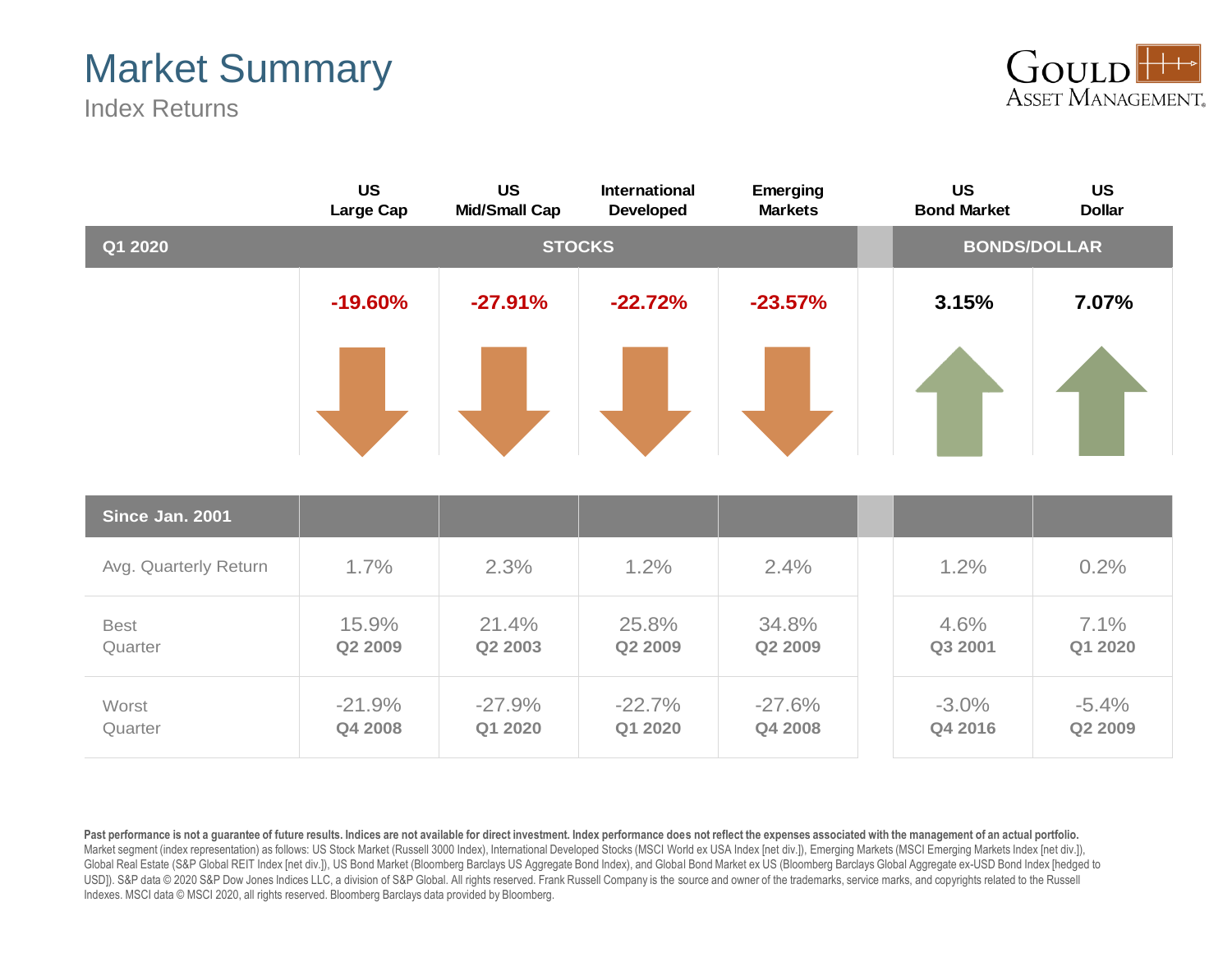# Market Summary

Index Returns

| | US Large Cap | US Mid/Small Cap | International Developed | Emerging Markets | US Bond Market | US Dollar |
|---|---|---|---|---|---|---|
| **Q1 2020** | **STOCKS** | | | | **BONDS/DOLLAR** | |
| | -19.60% | -27.91% | -22.72% | -23.57% | 3.15% | 7.07% |
| **Since Jan. 2001** | | | | | | |
| Avg. Quarterly Return | 1.7% | 2.3% | 1.2% | 2.4% | 1.2% | 0.2% |
| Best Quarter | 15.9% **Q2 2009** | 21.4% **Q2 2003** | 25.8% **Q2 2009** | 34.8% **Q2 2009** | 4.6% **Q3 2001** | 7.1% **Q1 2020** |
| Worst Quarter | -21.9% **Q4 2008** | -27.9% **Q1 2020** | -22.7% **Q1 2020** | -27.6% **Q4 2008** | -3.0% **Q4 2016** | -5.4% **Q2 2009** |

**Past performance is not a guarantee of future results. Indices are not available for direct investment. Index performance does not reflect the expenses associated with the management of an actual portfolio.** Market segment (index representation) as follows: US Stock Market (Russell 3000 Index), International Developed Stocks (MSCI World ex USA Index [net div.]), Emerging Markets (MSCI Emerging Markets Index [net div.]), Global Real Estate (S&P Global REIT Index [net div.]), US Bond Market (Bloomberg Barclays US Aggregate Bond Index), and Global Bond Market ex US (Bloomberg Barclays Global Aggregate ex-USD Bond Index [hedged to USD]). S&P data © 2020 S&P Dow Jones Indices LLC, a division of S&P Global. All rights reserved. Frank Russell Company is the source and owner of the trademarks, service marks, and copyrights related to the Russell Indexes. MSCI data © MSCI 2020, all rights reserved. Bloomberg Barclays data provided by Bloomberg.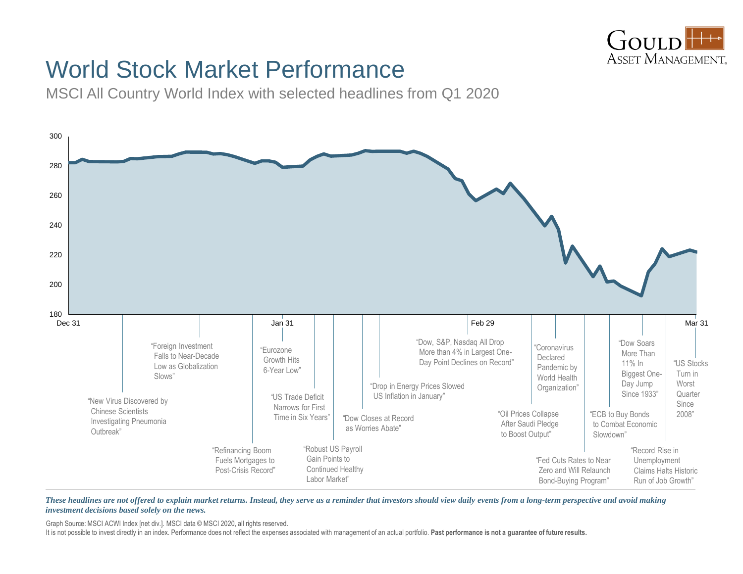# World Stock Market Performance

MSCI All Country World Index with selected headlines from Q1 2020

Y-axis: 180, 200, 220, 240, 260, 280, 300

X-axis: Dec 31, Jan 31, Feb 29, Mar 31

Headlines:

- "New Virus Discovered by Chinese Scientists Investigating Pneumonia Outbreak"
- "Foreign Investment Falls to Near-Decade Low as Globalization Slows"
- "Refinancing Boom Fuels Mortgages to Post-Crisis Record"
- "Eurozone Growth Hits 6-Year Low"
- "US Trade Deficit Narrows for First Time in Six Years"
- "Robust US Payroll Gain Points to Continued Healthy Labor Market"
- "Dow Closes at Record as Worries Abate"
- "Drop in Energy Prices Slowed US Inflation in January"
- "Dow, S&P, Nasdaq All Drop More than 4% in Largest One-Day Point Declines on Record"
- "Oil Prices Collapse After Saudi Pledge to Boost Output"
- "Coronavirus Declared Pandemic by World Health Organization"
- "Fed Cuts Rates to Near Zero and Will Relaunch Bond-Buying Program"
- "ECB to Buy Bonds to Combat Economic Slowdown"
- "Dow Soars More Than 11% In Biggest One-Day Jump Since 1933"
- "Record Rise in Unemployment Claims Halts Historic Run of Job Growth"
- "US Stocks Turn in Worst Quarter Since 2008"

***These headlines are not offered to explain market returns. Instead, they serve as a reminder that investors should view daily events from a long-term perspective and avoid making investment decisions based solely on the news.***

Graph Source: MSCI ACWI Index [net div.]. MSCI data © MSCI 2020, all rights reserved.

It is not possible to invest directly in an index. Performance does not reflect the expenses associated with management of an actual portfolio. **Past performance is not a guarantee of future results.**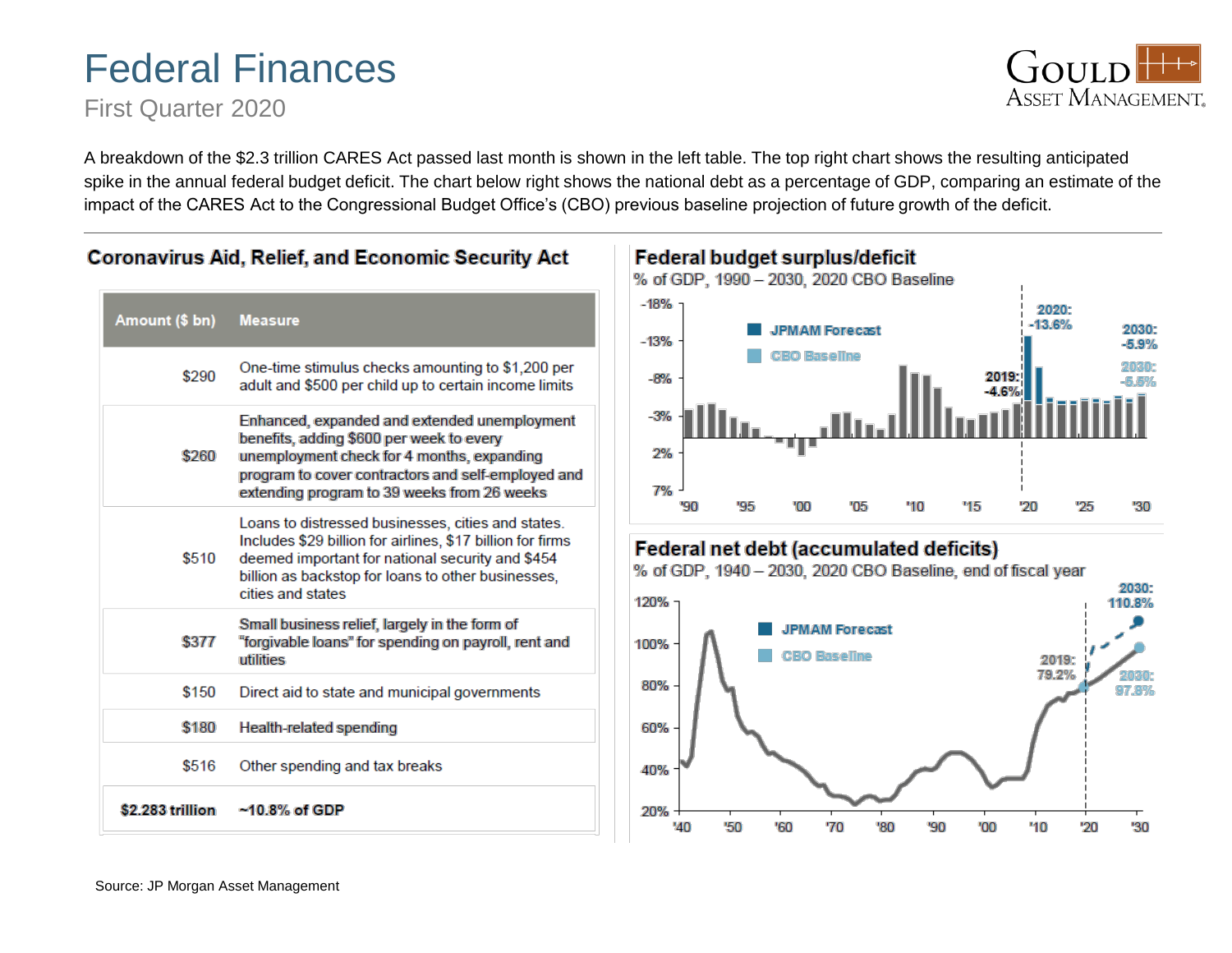# Federal Finances

First Quarter 2020

A breakdown of the $2.3 trillion CARES Act passed last month is shown in the left table. The top right chart shows the resulting anticipated spike in the annual federal budget deficit. The chart below right shows the national debt as a percentage of GDP, comparing an estimate of the impact of the CARES Act to the Congressional Budget Office's (CBO) previous baseline projection of future growth of the deficit.

## Coronavirus Aid, Relief, and Economic Security Act

| Amount ($ bn) | Measure |
|---|---|
| $290 | One-time stimulus checks amounting to $1,200 per adult and $500 per child up to certain income limits |
| $260 | Enhanced, expanded and extended unemployment benefits, adding $600 per week to every unemployment check for 4 months, expanding program to cover contractors and self-employed and extending program to 39 weeks from 26 weeks |
| $510 | Loans to distressed businesses, cities and states. Includes $29 billion for airlines, $17 billion for firms deemed important for national security and $454 billion as backstop for loans to other businesses, cities and states |
| $377 | Small business relief, largely in the form of "forgivable loans" for spending on payroll, rent and utilities |
| $150 | Direct aid to state and municipal governments |
| $180 | Health-related spending |
| $516 | Other spending and tax breaks |
| **$2.283 trillion** | **~10.8% of GDP** |

## Federal budget surplus/deficit

% of GDP, 1990 – 2030, 2020 CBO Baseline

JPMAM Forecast; CBO Baseline

2019: -4.6%; 2020: -13.6%; 2030: -5.9%; 2030: -5.5%

## Federal net debt (accumulated deficits)

% of GDP, 1940 – 2030, 2020 CBO Baseline, end of fiscal year

JPMAM Forecast; CBO Baseline

2019: 79.2%; 2030: 110.8%; 2030: 97.8%

Source: JP Morgan Asset Management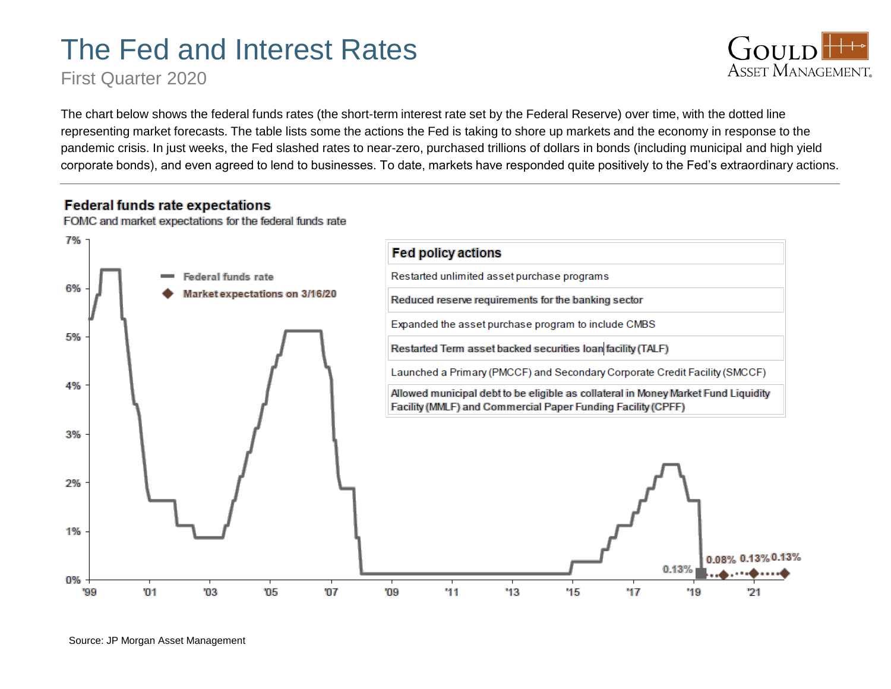# The Fed and Interest Rates

First Quarter 2020

The chart below shows the federal funds rates (the short-term interest rate set by the Federal Reserve) over time, with the dotted line representing market forecasts. The table lists some the actions the Fed is taking to shore up markets and the economy in response to the pandemic crisis. In just weeks, the Fed slashed rates to near-zero, purchased trillions of dollars in bonds (including municipal and high yield corporate bonds), and even agreed to lend to businesses. To date, markets have responded quite positively to the Fed's extraordinary actions.

**Federal funds rate expectations**

FOMC and market expectations for the federal funds rate

- Federal funds rate
- Market expectations on 3/16/20

0.13% · 0.08% · 0.13% · 0.13%

| Fed policy actions |
|---|
| Restarted unlimited asset purchase programs |
| Reduced reserve requirements for the banking sector |
| Expanded the asset purchase program to include CMBS |
| Restarted Term asset backed securities loan facility (TALF) |
| Launched a Primary (PMCCF) and Secondary Corporate Credit Facility (SMCCF) |
| Allowed municipal debt to be eligible as collateral in Money Market Fund Liquidity Facility (MMLF) and Commercial Paper Funding Facility (CPFF) |

Source: JP Morgan Asset Management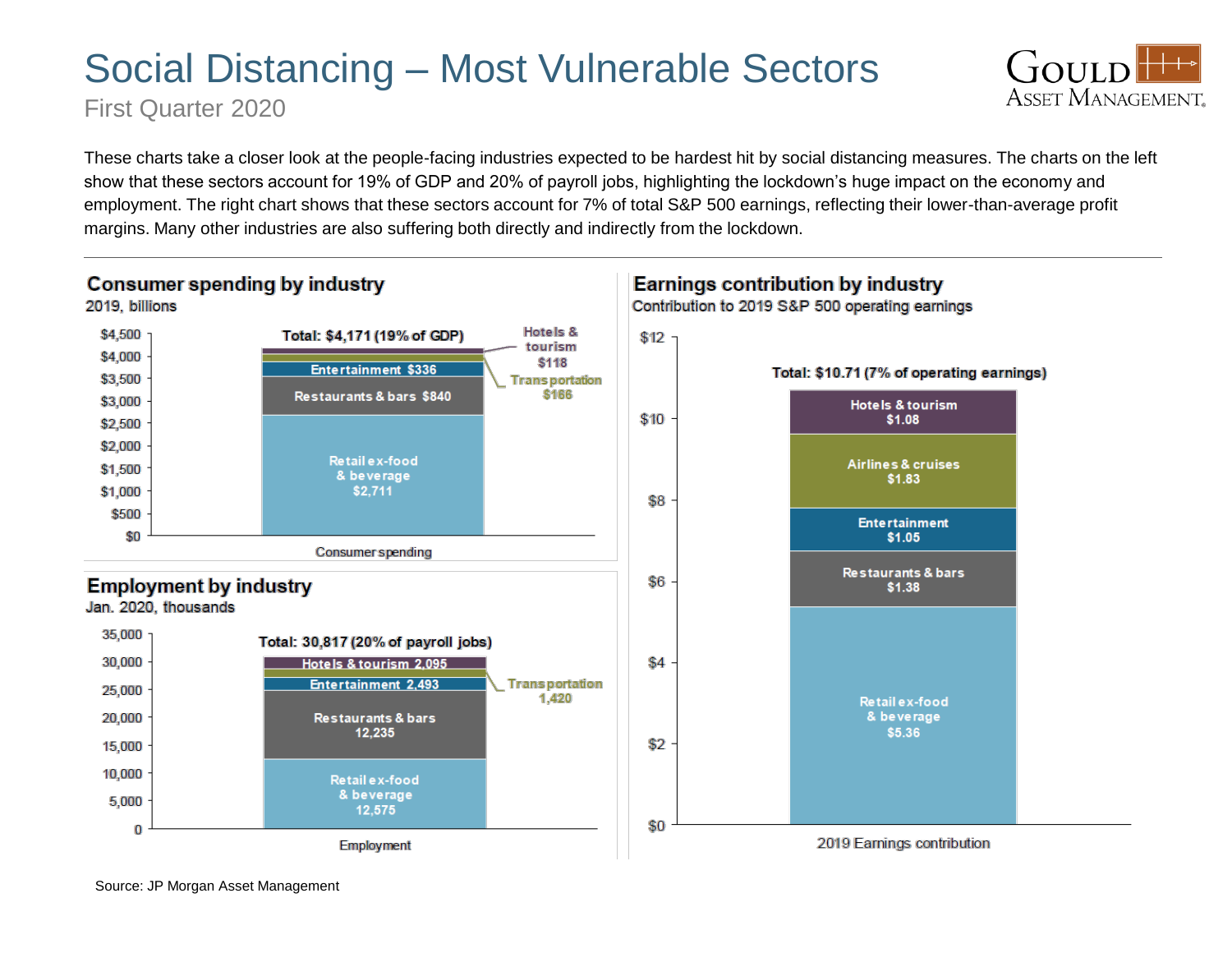# Social Distancing – Most Vulnerable Sectors

First Quarter 2020

These charts take a closer look at the people-facing industries expected to be hardest hit by social distancing measures. The charts on the left show that these sectors account for 19% of GDP and 20% of payroll jobs, highlighting the lockdown's huge impact on the economy and employment. The right chart shows that these sectors account for 7% of total S&P 500 earnings, reflecting their lower-than-average profit margins. Many other industries are also suffering both directly and indirectly from the lockdown.

## Consumer spending by industry

2019, billions

Total: $4,171 (19% of GDP)

| Industry | Consumer spending |
|---|---|
| Retail ex-food & beverage | $2,711 |
| Restaurants & bars | $840 |
| Entertainment | $336 |
| Transportation | $166 |
| Hotels & tourism | $118 |

## Employment by industry

Jan. 2020, thousands

Total: 30,817 (20% of payroll jobs)

| Industry | Employment |
|---|---|
| Retail ex-food & beverage | 12,575 |
| Restaurants & bars | 12,235 |
| Entertainment | 2,493 |
| Transportation | 1,420 |
| Hotels & tourism | 2,095 |

## Earnings contribution by industry

Contribution to 2019 S&P 500 operating earnings

Total: $10.71 (7% of operating earnings)

| Industry | 2019 Earnings contribution |
|---|---|
| Retail ex-food & beverage | $5.36 |
| Restaurants & bars | $1.38 |
| Entertainment | $1.05 |
| Airlines & cruises | $1.83 |
| Hotels & tourism | $1.08 |

Source: JP Morgan Asset Management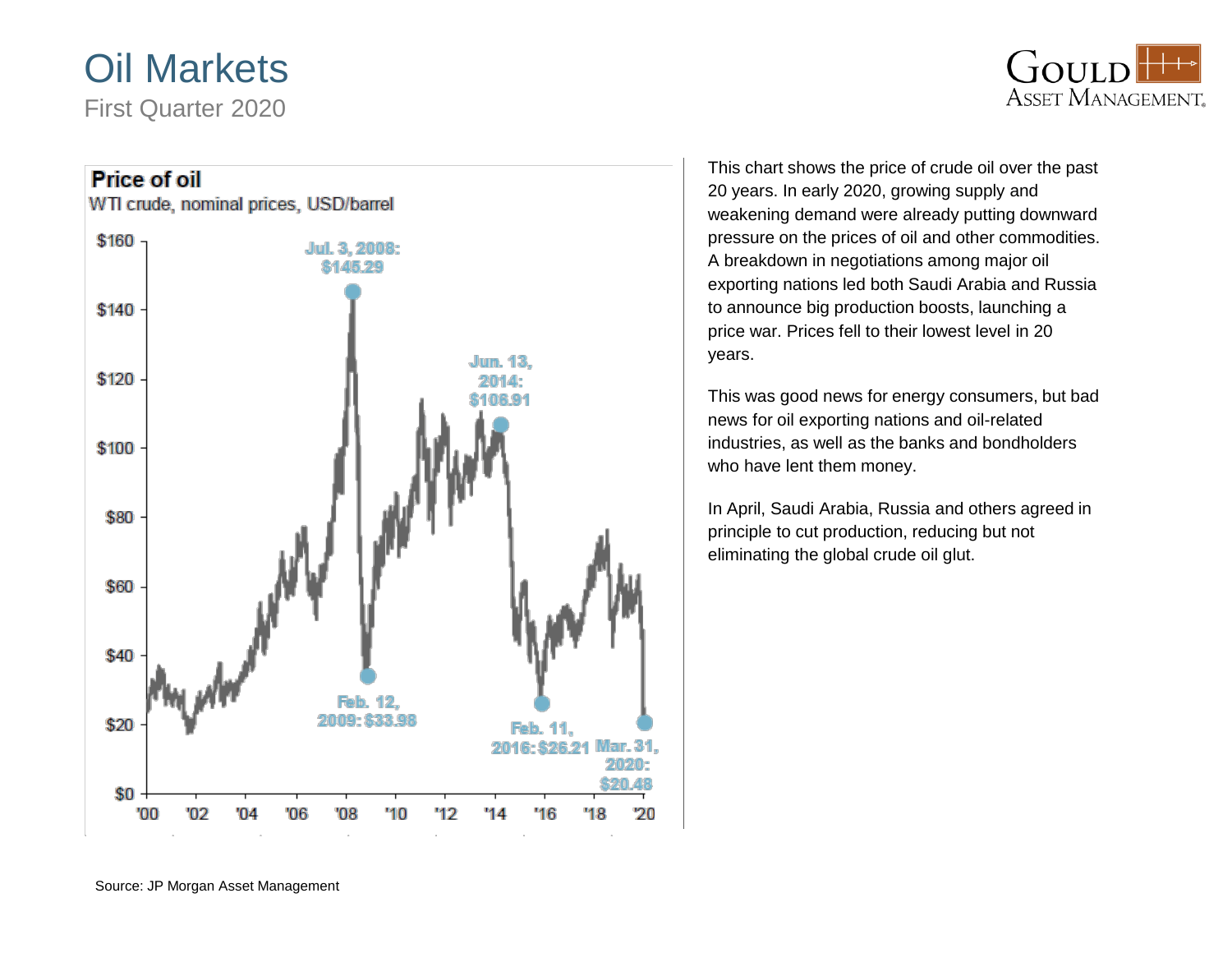# Oil Markets

First Quarter 2020

**Price of oil**

WTI crude, nominal prices, USD/barrel

$160
$140
$120
$100
$80
$60
$40
$20
$0

'00 '02 '04 '06 '08 '10 '12 '14 '16 '18 '20

Jul. 3, 2008: $145.29

Jun. 13, 2014: $106.91

Feb. 12, 2009: $33.98

Feb. 11, 2016: $26.21

Mar. 31, 2020: $20.48

This chart shows the price of crude oil over the past 20 years. In early 2020, growing supply and weakening demand were already putting downward pressure on the prices of oil and other commodities. A breakdown in negotiations among major oil exporting nations led both Saudi Arabia and Russia to announce big production boosts, launching a price war. Prices fell to their lowest level in 20 years.

This was good news for energy consumers, but bad news for oil exporting nations and oil-related industries, as well as the banks and bondholders who have lent them money.

In April, Saudi Arabia, Russia and others agreed in principle to cut production, reducing but not eliminating the global crude oil glut.

Source: JP Morgan Asset Management